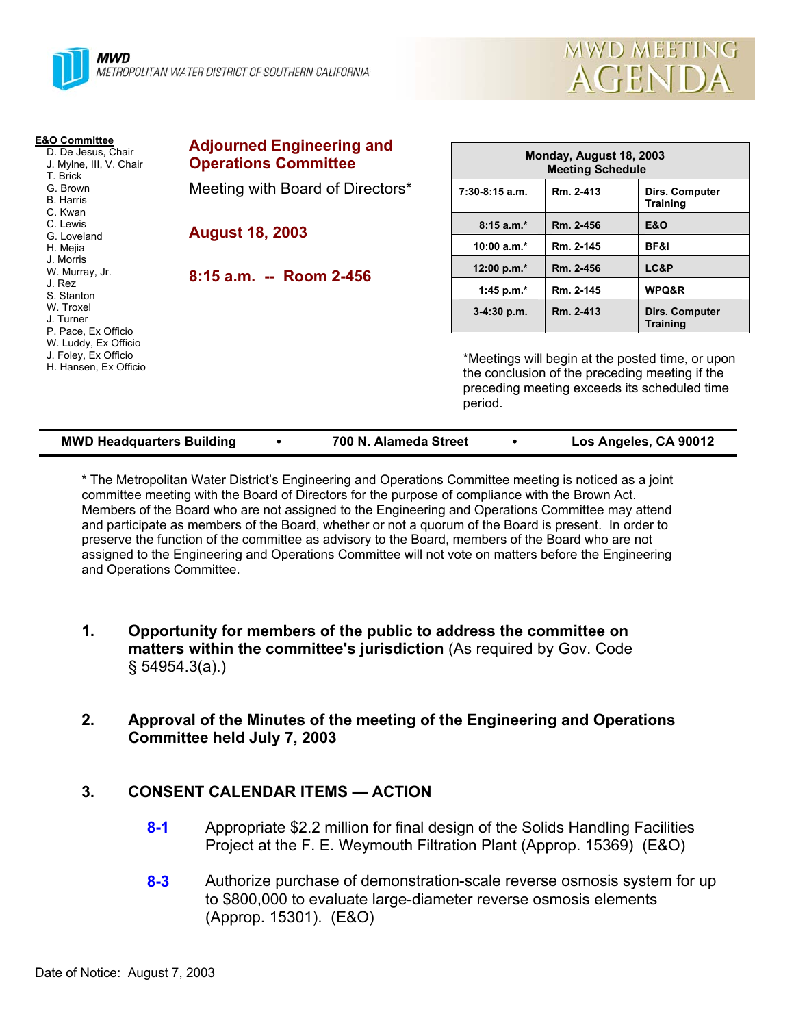**MWD**
METROPOLITAN WATER DISTRICT OF SOUTHERN CALIFORNIA

MWD MEETING AGENDA

**E&O Committee**
- D. De Jesus, Chair
- J. Mylne, III, V. Chair
- T. Brick
- G. Brown
- B. Harris
- C. Kwan
- C. Lewis
- G. Loveland
- H. Mejia
- J. Morris
- W. Murray, Jr.
- J. Rez
- S. Stanton
- W. Troxel
- J. Turner
- P. Pace, Ex Officio
- W. Luddy, Ex Officio
- J. Foley, Ex Officio
- H. Hansen, Ex Officio

## Adjourned Engineering and Operations Committee

Meeting with Board of Directors*

**August 18, 2003**

**8:15 a.m. -- Room 2-456**

| Monday, August 18, 2003 Meeting Schedule | | |
|---|---|---|
| 7:30-8:15 a.m. | Rm. 2-413 | Dirs. Computer Training |
| 8:15 a.m.* | Rm. 2-456 | E&O |
| 10:00 a.m.* | Rm. 2-145 | BF&I |
| 12:00 p.m.* | Rm. 2-456 | LC&P |
| 1:45 p.m.* | Rm. 2-145 | WPQ&R |
| 3-4:30 p.m. | Rm. 2-413 | Dirs. Computer Training |

*Meetings will begin at the posted time, or upon the conclusion of the preceding meeting if the preceding meeting exceeds its scheduled time period.

**MWD Headquarters Building • 700 N. Alameda Street • Los Angeles, CA 90012**

* The Metropolitan Water District's Engineering and Operations Committee meeting is noticed as a joint committee meeting with the Board of Directors for the purpose of compliance with the Brown Act. Members of the Board who are not assigned to the Engineering and Operations Committee may attend and participate as members of the Board, whether or not a quorum of the Board is present. In order to preserve the function of the committee as advisory to the Board, members of the Board who are not assigned to the Engineering and Operations Committee will not vote on matters before the Engineering and Operations Committee.

1. **Opportunity for members of the public to address the committee on matters within the committee's jurisdiction** (As required by Gov. Code § 54954.3(a).)

2. **Approval of the Minutes of the meeting of the Engineering and Operations Committee held July 7, 2003**

3. **CONSENT CALENDAR ITEMS — ACTION**

   **8-1** Appropriate $2.2 million for final design of the Solids Handling Facilities Project at the F. E. Weymouth Filtration Plant (Approp. 15369) (E&O)

   **8-3** Authorize purchase of demonstration-scale reverse osmosis system for up to $800,000 to evaluate large-diameter reverse osmosis elements (Approp. 15301). (E&O)

Date of Notice: August 7, 2003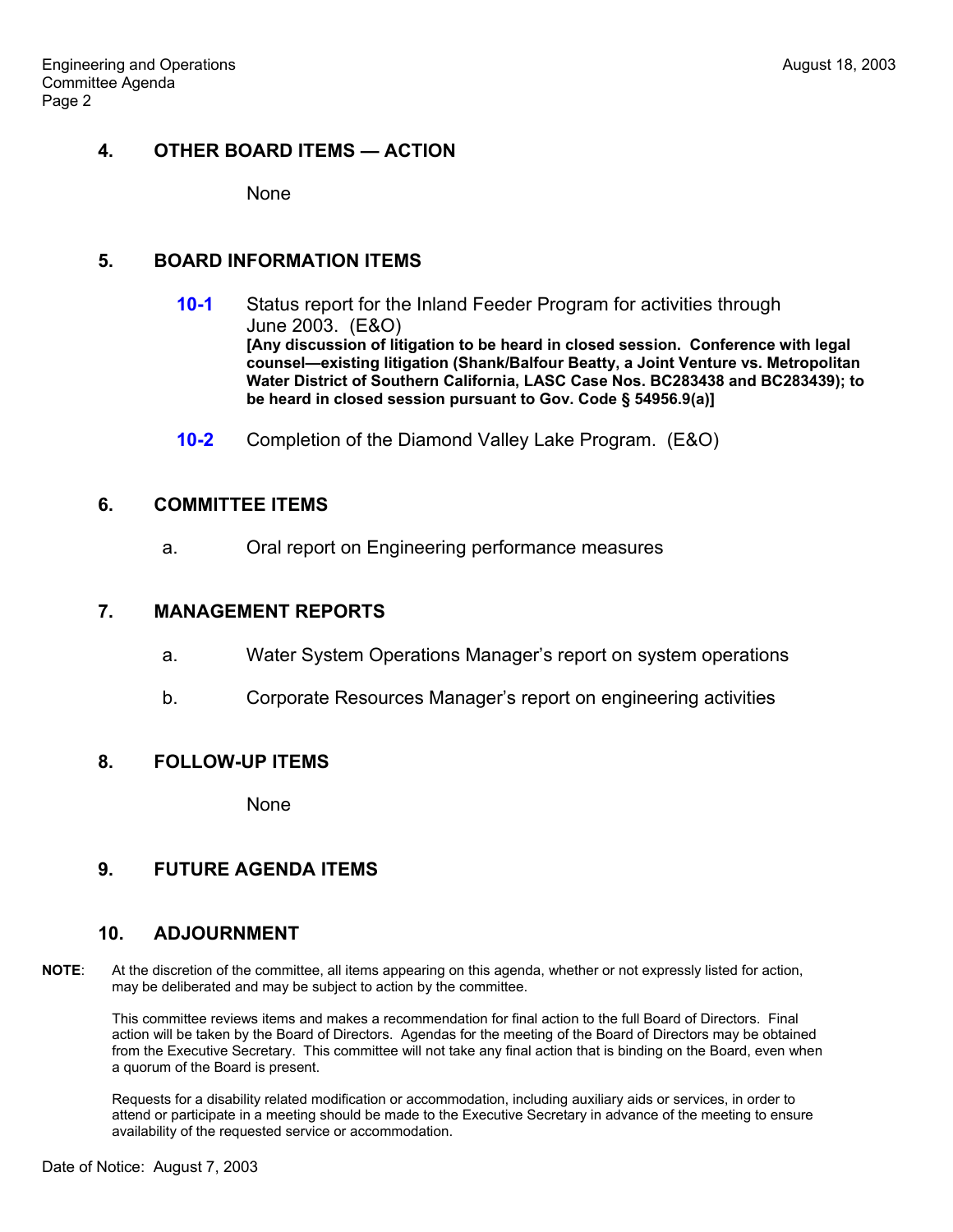## 4. OTHER BOARD ITEMS — ACTION

None

## 5. BOARD INFORMATION ITEMS

**10-1** Status report for the Inland Feeder Program for activities through June 2003. (E&O)
**[Any discussion of litigation to be heard in closed session. Conference with legal counsel—existing litigation (Shank/Balfour Beatty, a Joint Venture vs. Metropolitan Water District of Southern California, LASC Case Nos. BC283438 and BC283439); to be heard in closed session pursuant to Gov. Code § 54956.9(a)]**

**10-2** Completion of the Diamond Valley Lake Program. (E&O)

## 6. COMMITTEE ITEMS

a. Oral report on Engineering performance measures

## 7. MANAGEMENT REPORTS

a. Water System Operations Manager's report on system operations

b. Corporate Resources Manager's report on engineering activities

## 8. FOLLOW-UP ITEMS

None

## 9. FUTURE AGENDA ITEMS

## 10. ADJOURNMENT

**NOTE**: At the discretion of the committee, all items appearing on this agenda, whether or not expressly listed for action, may be deliberated and may be subject to action by the committee.

This committee reviews items and makes a recommendation for final action to the full Board of Directors. Final action will be taken by the Board of Directors. Agendas for the meeting of the Board of Directors may be obtained from the Executive Secretary. This committee will not take any final action that is binding on the Board, even when a quorum of the Board is present.

Requests for a disability related modification or accommodation, including auxiliary aids or services, in order to attend or participate in a meeting should be made to the Executive Secretary in advance of the meeting to ensure availability of the requested service or accommodation.

Date of Notice: August 7, 2003